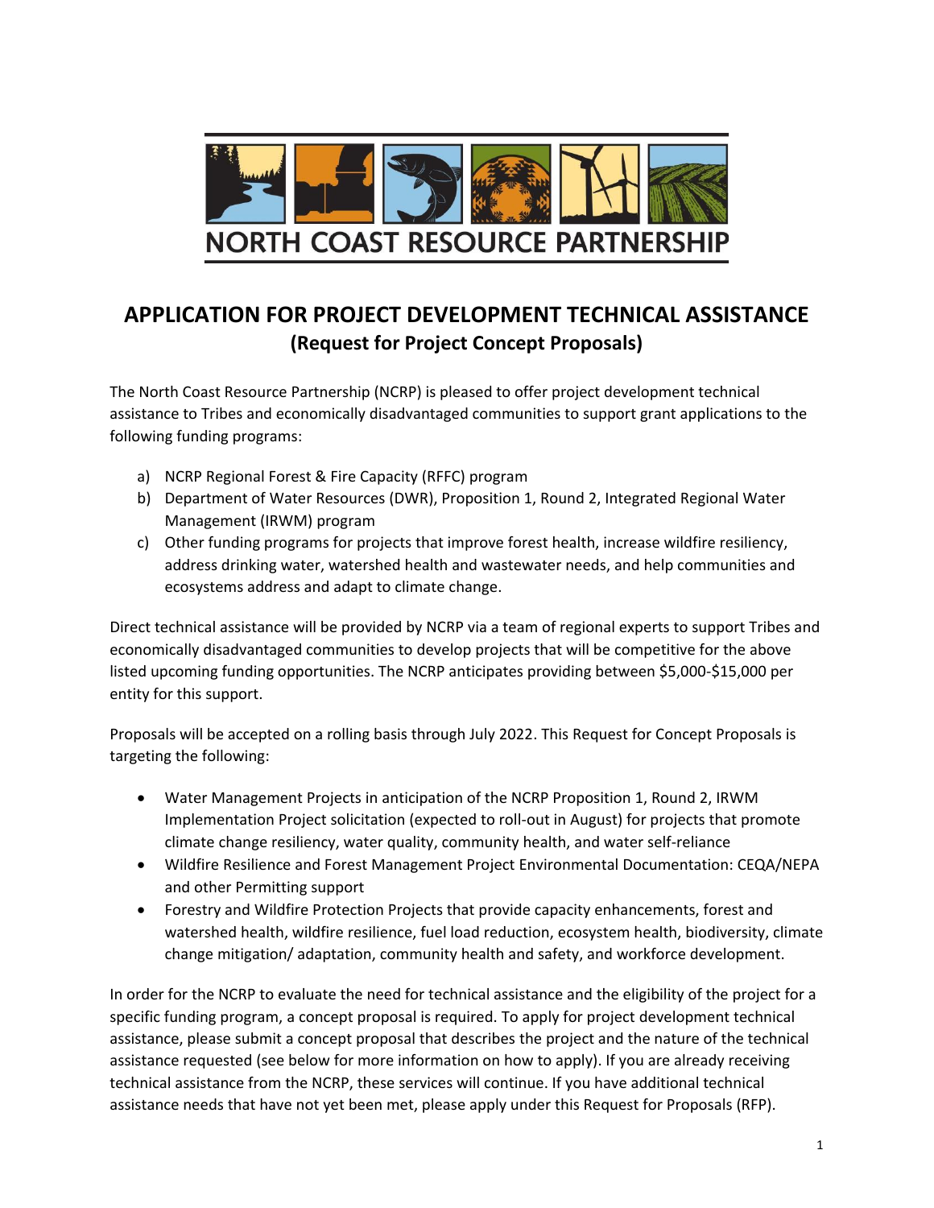NORTH COAST RESOURCE PARTNERSHIP

# APPLICATION FOR PROJECT DEVELOPMENT TECHNICAL ASSISTANCE

## (Request for Project Concept Proposals)

The North Coast Resource Partnership (NCRP) is pleased to offer project development technical assistance to Tribes and economically disadvantaged communities to support grant applications to the following funding programs:

a) NCRP Regional Forest & Fire Capacity (RFFC) program
b) Department of Water Resources (DWR), Proposition 1, Round 2, Integrated Regional Water Management (IRWM) program
c) Other funding programs for projects that improve forest health, increase wildfire resiliency, address drinking water, watershed health and wastewater needs, and help communities and ecosystems address and adapt to climate change.

Direct technical assistance will be provided by NCRP via a team of regional experts to support Tribes and economically disadvantaged communities to develop projects that will be competitive for the above listed upcoming funding opportunities. The NCRP anticipates providing between $5,000-$15,000 per entity for this support.

Proposals will be accepted on a rolling basis through July 2022. This Request for Concept Proposals is targeting the following:

- Water Management Projects in anticipation of the NCRP Proposition 1, Round 2, IRWM Implementation Project solicitation (expected to roll-out in August) for projects that promote climate change resiliency, water quality, community health, and water self-reliance
- Wildfire Resilience and Forest Management Project Environmental Documentation: CEQA/NEPA and other Permitting support
- Forestry and Wildfire Protection Projects that provide capacity enhancements, forest and watershed health, wildfire resilience, fuel load reduction, ecosystem health, biodiversity, climate change mitigation/ adaptation, community health and safety, and workforce development.

In order for the NCRP to evaluate the need for technical assistance and the eligibility of the project for a specific funding program, a concept proposal is required. To apply for project development technical assistance, please submit a concept proposal that describes the project and the nature of the technical assistance requested (see below for more information on how to apply). If you are already receiving technical assistance from the NCRP, these services will continue. If you have additional technical assistance needs that have not yet been met, please apply under this Request for Proposals (RFP).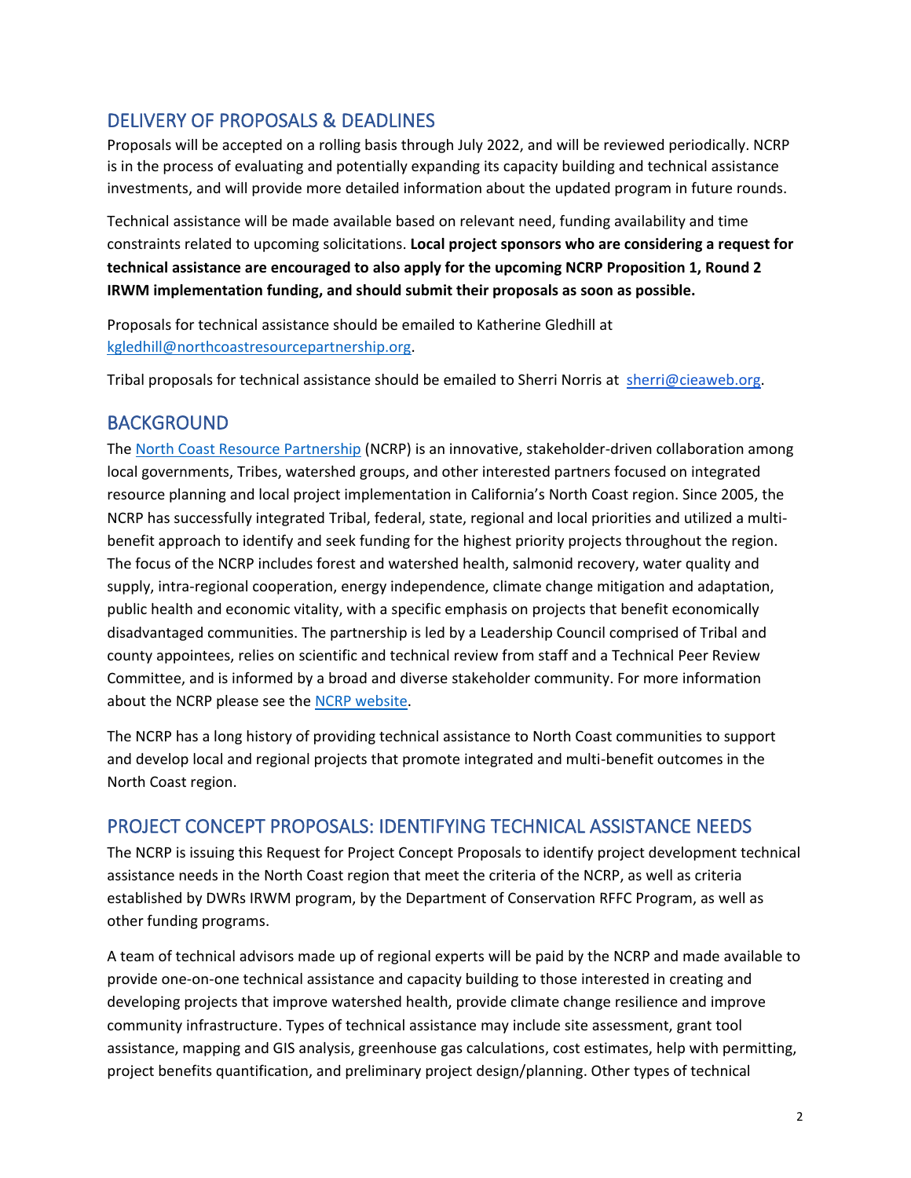## DELIVERY OF PROPOSALS & DEADLINES

Proposals will be accepted on a rolling basis through July 2022, and will be reviewed periodically. NCRP is in the process of evaluating and potentially expanding its capacity building and technical assistance investments, and will provide more detailed information about the updated program in future rounds.

Technical assistance will be made available based on relevant need, funding availability and time constraints related to upcoming solicitations. **Local project sponsors who are considering a request for technical assistance are encouraged to also apply for the upcoming NCRP Proposition 1, Round 2 IRWM implementation funding, and should submit their proposals as soon as possible.**

Proposals for technical assistance should be emailed to Katherine Gledhill at kgledhill@northcoastresourcepartnership.org.

Tribal proposals for technical assistance should be emailed to Sherri Norris at sherri@cieaweb.org.

## BACKGROUND

The North Coast Resource Partnership (NCRP) is an innovative, stakeholder-driven collaboration among local governments, Tribes, watershed groups, and other interested partners focused on integrated resource planning and local project implementation in California's North Coast region. Since 2005, the NCRP has successfully integrated Tribal, federal, state, regional and local priorities and utilized a multi-benefit approach to identify and seek funding for the highest priority projects throughout the region. The focus of the NCRP includes forest and watershed health, salmonid recovery, water quality and supply, intra-regional cooperation, energy independence, climate change mitigation and adaptation, public health and economic vitality, with a specific emphasis on projects that benefit economically disadvantaged communities. The partnership is led by a Leadership Council comprised of Tribal and county appointees, relies on scientific and technical review from staff and a Technical Peer Review Committee, and is informed by a broad and diverse stakeholder community. For more information about the NCRP please see the NCRP website.

The NCRP has a long history of providing technical assistance to North Coast communities to support and develop local and regional projects that promote integrated and multi-benefit outcomes in the North Coast region.

## PROJECT CONCEPT PROPOSALS: IDENTIFYING TECHNICAL ASSISTANCE NEEDS

The NCRP is issuing this Request for Project Concept Proposals to identify project development technical assistance needs in the North Coast region that meet the criteria of the NCRP, as well as criteria established by DWRs IRWM program, by the Department of Conservation RFFC Program, as well as other funding programs.

A team of technical advisors made up of regional experts will be paid by the NCRP and made available to provide one-on-one technical assistance and capacity building to those interested in creating and developing projects that improve watershed health, provide climate change resilience and improve community infrastructure. Types of technical assistance may include site assessment, grant tool assistance, mapping and GIS analysis, greenhouse gas calculations, cost estimates, help with permitting, project benefits quantification, and preliminary project design/planning. Other types of technical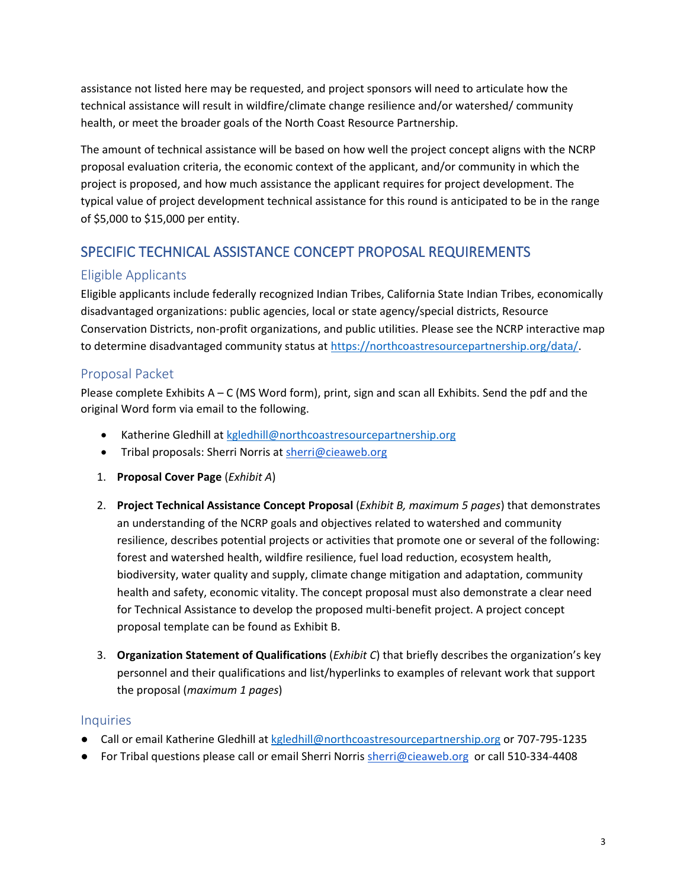assistance not listed here may be requested, and project sponsors will need to articulate how the technical assistance will result in wildfire/climate change resilience and/or watershed/ community health, or meet the broader goals of the North Coast Resource Partnership.

The amount of technical assistance will be based on how well the project concept aligns with the NCRP proposal evaluation criteria, the economic context of the applicant, and/or community in which the project is proposed, and how much assistance the applicant requires for project development. The typical value of project development technical assistance for this round is anticipated to be in the range of $5,000 to $15,000 per entity.

## SPECIFIC TECHNICAL ASSISTANCE CONCEPT PROPOSAL REQUIREMENTS

### Eligible Applicants

Eligible applicants include federally recognized Indian Tribes, California State Indian Tribes, economically disadvantaged organizations: public agencies, local or state agency/special districts, Resource Conservation Districts, non-profit organizations, and public utilities. Please see the NCRP interactive map to determine disadvantaged community status at https://northcoastresourcepartnership.org/data/.

### Proposal Packet

Please complete Exhibits A – C (MS Word form), print, sign and scan all Exhibits. Send the pdf and the original Word form via email to the following.

- Katherine Gledhill at kgledhill@northcoastresourcepartnership.org
- Tribal proposals: Sherri Norris at sherri@cieaweb.org

1. **Proposal Cover Page** (*Exhibit A*)
2. **Project Technical Assistance Concept Proposal** (*Exhibit B, maximum 5 pages*) that demonstrates an understanding of the NCRP goals and objectives related to watershed and community resilience, describes potential projects or activities that promote one or several of the following: forest and watershed health, wildfire resilience, fuel load reduction, ecosystem health, biodiversity, water quality and supply, climate change mitigation and adaptation, community health and safety, economic vitality. The concept proposal must also demonstrate a clear need for Technical Assistance to develop the proposed multi-benefit project. A project concept proposal template can be found as Exhibit B.
3. **Organization Statement of Qualifications** (*Exhibit C*) that briefly describes the organization's key personnel and their qualifications and list/hyperlinks to examples of relevant work that support the proposal (*maximum 1 pages*)

### Inquiries

- Call or email Katherine Gledhill at kgledhill@northcoastresourcepartnership.org or 707-795-1235
- For Tribal questions please call or email Sherri Norris sherri@cieaweb.org or call 510-334-4408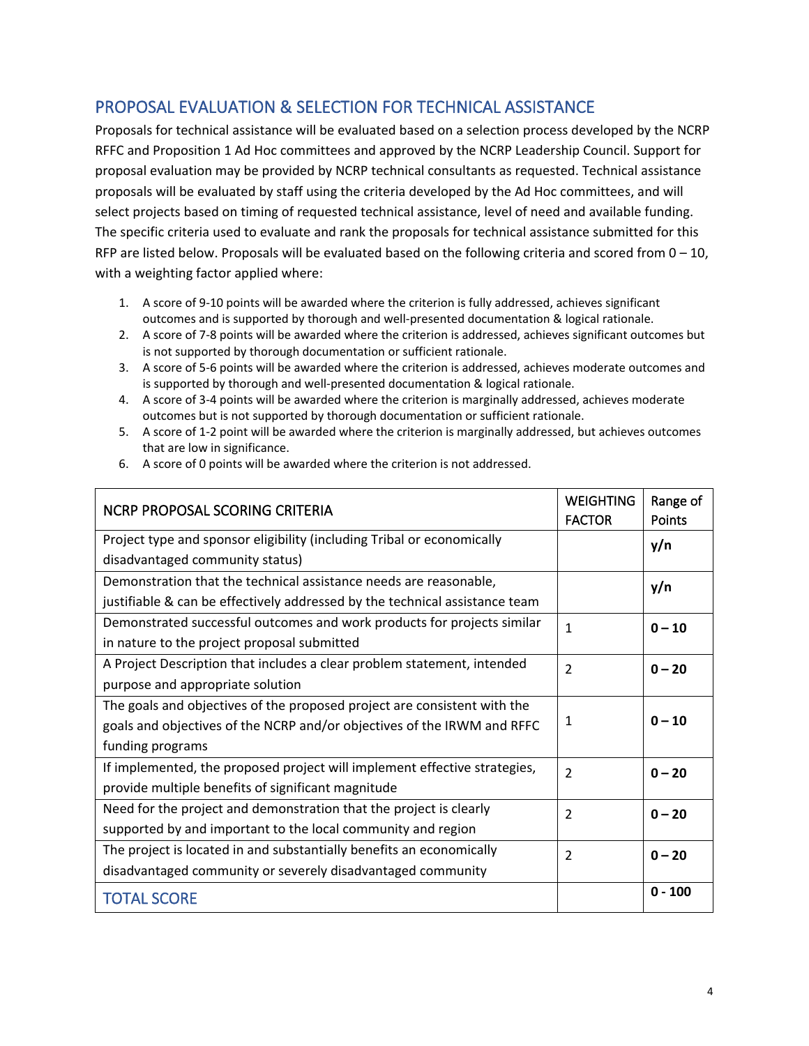## PROPOSAL EVALUATION & SELECTION FOR TECHNICAL ASSISTANCE

Proposals for technical assistance will be evaluated based on a selection process developed by the NCRP RFFC and Proposition 1 Ad Hoc committees and approved by the NCRP Leadership Council. Support for proposal evaluation may be provided by NCRP technical consultants as requested. Technical assistance proposals will be evaluated by staff using the criteria developed by the Ad Hoc committees, and will select projects based on timing of requested technical assistance, level of need and available funding. The specific criteria used to evaluate and rank the proposals for technical assistance submitted for this RFP are listed below. Proposals will be evaluated based on the following criteria and scored from 0 – 10, with a weighting factor applied where:

1. A score of 9-10 points will be awarded where the criterion is fully addressed, achieves significant outcomes and is supported by thorough and well-presented documentation & logical rationale.
2. A score of 7-8 points will be awarded where the criterion is addressed, achieves significant outcomes but is not supported by thorough documentation or sufficient rationale.
3. A score of 5-6 points will be awarded where the criterion is addressed, achieves moderate outcomes and is supported by thorough and well-presented documentation & logical rationale.
4. A score of 3-4 points will be awarded where the criterion is marginally addressed, achieves moderate outcomes but is not supported by thorough documentation or sufficient rationale.
5. A score of 1-2 point will be awarded where the criterion is marginally addressed, but achieves outcomes that are low in significance.
6. A score of 0 points will be awarded where the criterion is not addressed.

| NCRP PROPOSAL SCORING CRITERIA | WEIGHTING FACTOR | Range of Points |
|---|---|---|
| Project type and sponsor eligibility (including Tribal or economically disadvantaged community status) | | **y/n** |
| Demonstration that the technical assistance needs are reasonable, justifiable & can be effectively addressed by the technical assistance team | | **y/n** |
| Demonstrated successful outcomes and work products for projects similar in nature to the project proposal submitted | 1 | **0 – 10** |
| A Project Description that includes a clear problem statement, intended purpose and appropriate solution | 2 | **0 – 20** |
| The goals and objectives of the proposed project are consistent with the goals and objectives of the NCRP and/or objectives of the IRWM and RFFC funding programs | 1 | **0 – 10** |
| If implemented, the proposed project will implement effective strategies, provide multiple benefits of significant magnitude | 2 | **0 – 20** |
| Need for the project and demonstration that the project is clearly supported by and important to the local community and region | 2 | **0 – 20** |
| The project is located in and substantially benefits an economically disadvantaged community or severely disadvantaged community | 2 | **0 – 20** |
| TOTAL SCORE | | **0 - 100** |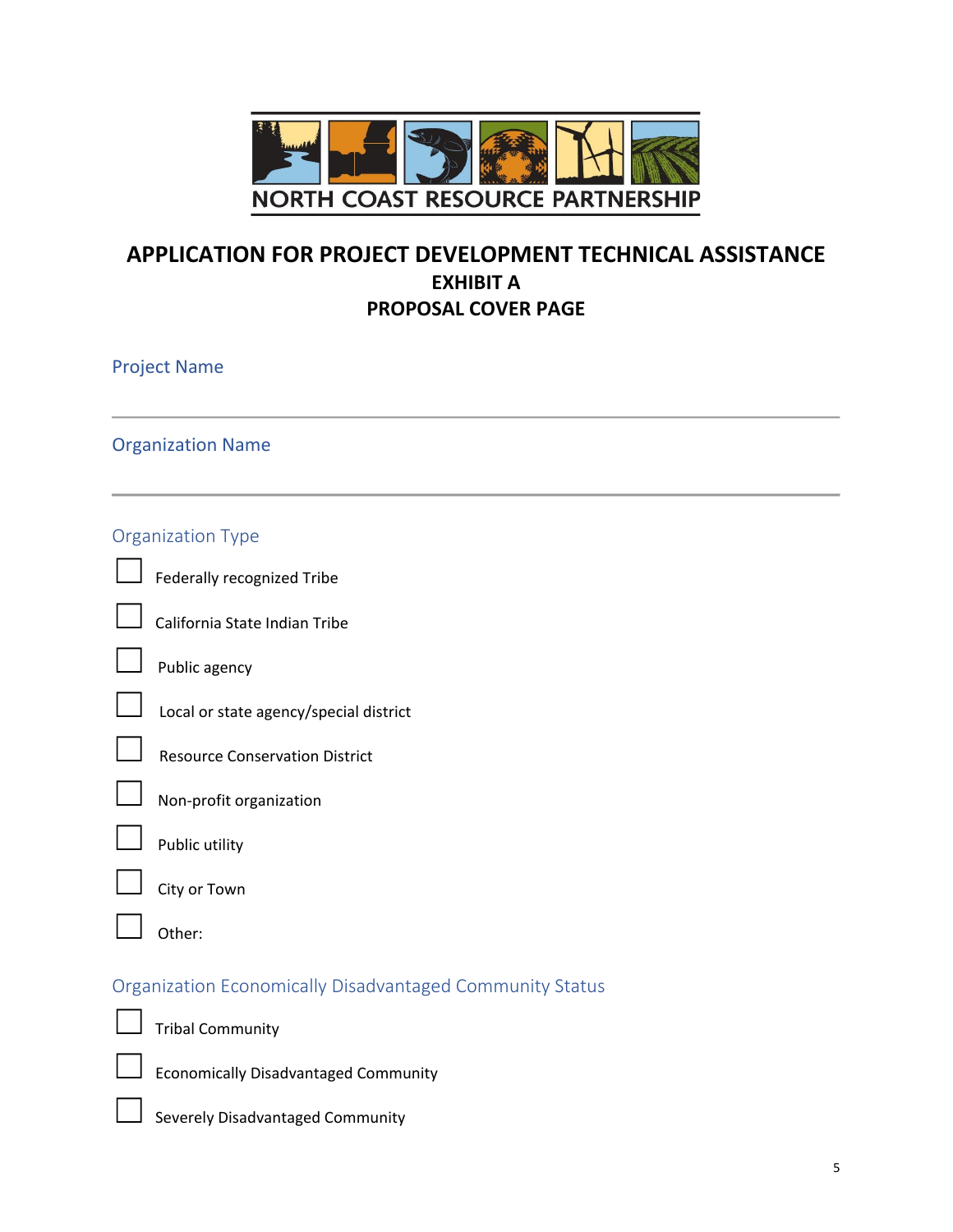NORTH COAST RESOURCE PARTNERSHIP

# APPLICATION FOR PROJECT DEVELOPMENT TECHNICAL ASSISTANCE

## EXHIBIT A

## PROPOSAL COVER PAGE

### Project Name

---

### Organization Name

---

### Organization Type

- [ ] Federally recognized Tribe
- [ ] California State Indian Tribe
- [ ] Public agency
- [ ] Local or state agency/special district
- [ ] Resource Conservation District
- [ ] Non-profit organization
- [ ] Public utility
- [ ] City or Town
- [ ] Other:

### Organization Economically Disadvantaged Community Status

- [ ] Tribal Community
- [ ] Economically Disadvantaged Community
- [ ] Severely Disadvantaged Community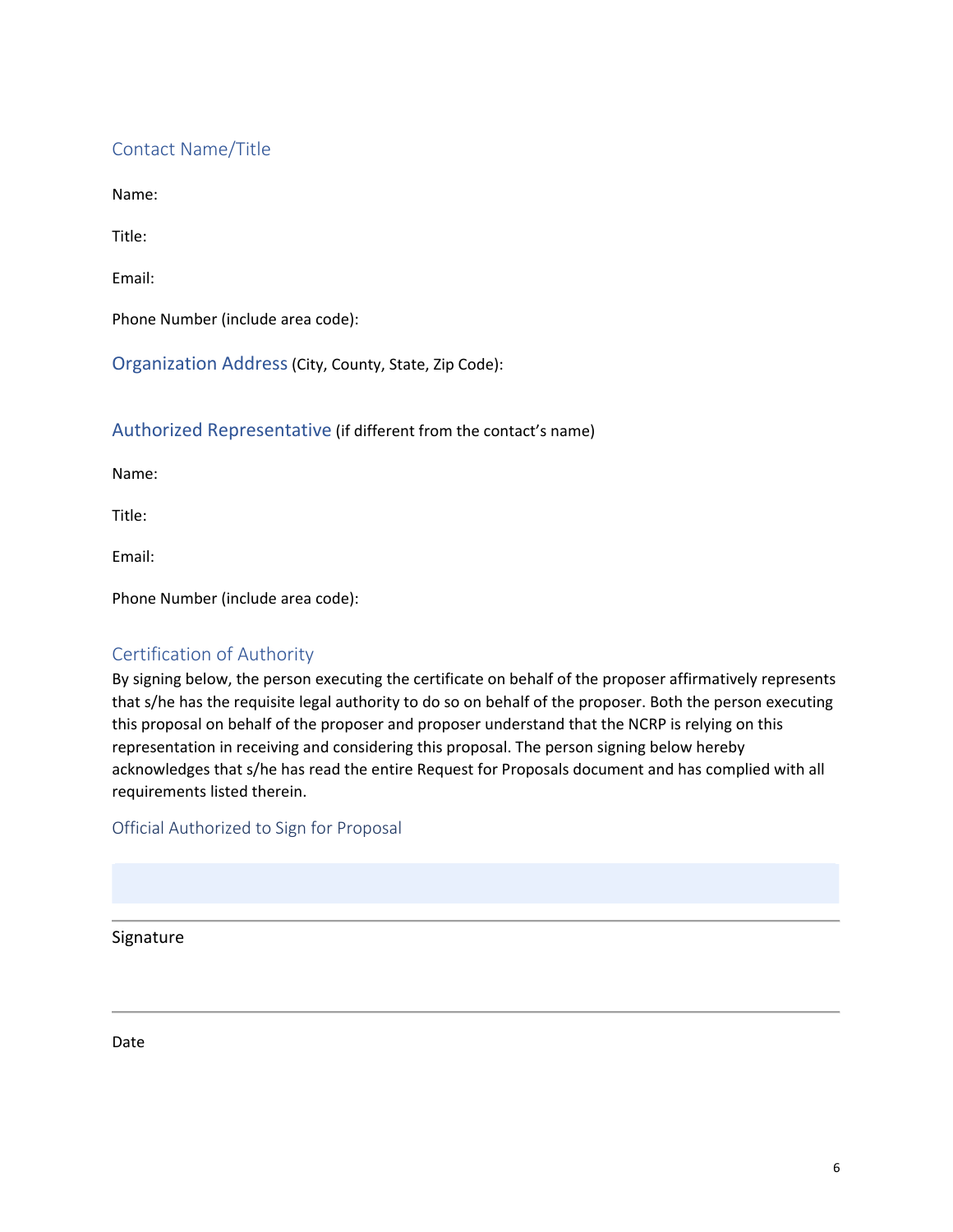## Contact Name/Title

Name:

Title:

Email:

Phone Number (include area code):

## Organization Address (City, County, State, Zip Code):

## Authorized Representative (if different from the contact's name)

Name:

Title:

Email:

Phone Number (include area code):

## Certification of Authority

By signing below, the person executing the certificate on behalf of the proposer affirmatively represents that s/he has the requisite legal authority to do so on behalf of the proposer. Both the person executing this proposal on behalf of the proposer and proposer understand that the NCRP is relying on this representation in receiving and considering this proposal. The person signing below hereby acknowledges that s/he has read the entire Request for Proposals document and has complied with all requirements listed therein.

### Official Authorized to Sign for Proposal

---

Signature

---

Date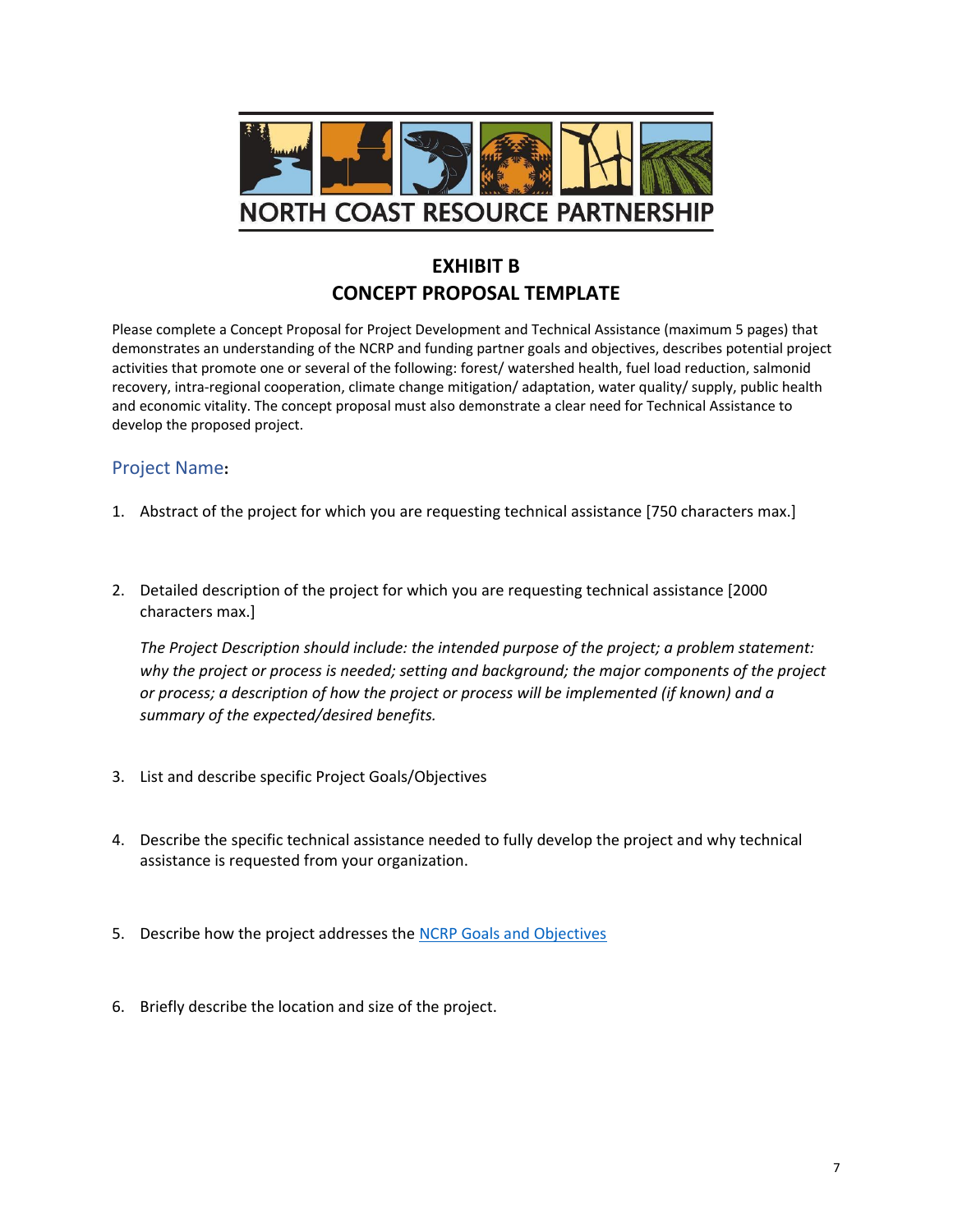NORTH COAST RESOURCE PARTNERSHIP

# EXHIBIT B
# CONCEPT PROPOSAL TEMPLATE

Please complete a Concept Proposal for Project Development and Technical Assistance (maximum 5 pages) that demonstrates an understanding of the NCRP and funding partner goals and objectives, describes potential project activities that promote one or several of the following: forest/ watershed health, fuel load reduction, salmonid recovery, intra-regional cooperation, climate change mitigation/ adaptation, water quality/ supply, public health and economic vitality. The concept proposal must also demonstrate a clear need for Technical Assistance to develop the proposed project.

## Project Name:

1. Abstract of the project for which you are requesting technical assistance [750 characters max.]

2. Detailed description of the project for which you are requesting technical assistance [2000 characters max.]

   *The Project Description should include: the intended purpose of the project; a problem statement: why the project or process is needed; setting and background; the major components of the project or process; a description of how the project or process will be implemented (if known) and a summary of the expected/desired benefits.*

3. List and describe specific Project Goals/Objectives

4. Describe the specific technical assistance needed to fully develop the project and why technical assistance is requested from your organization.

5. Describe how the project addresses the NCRP Goals and Objectives

6. Briefly describe the location and size of the project.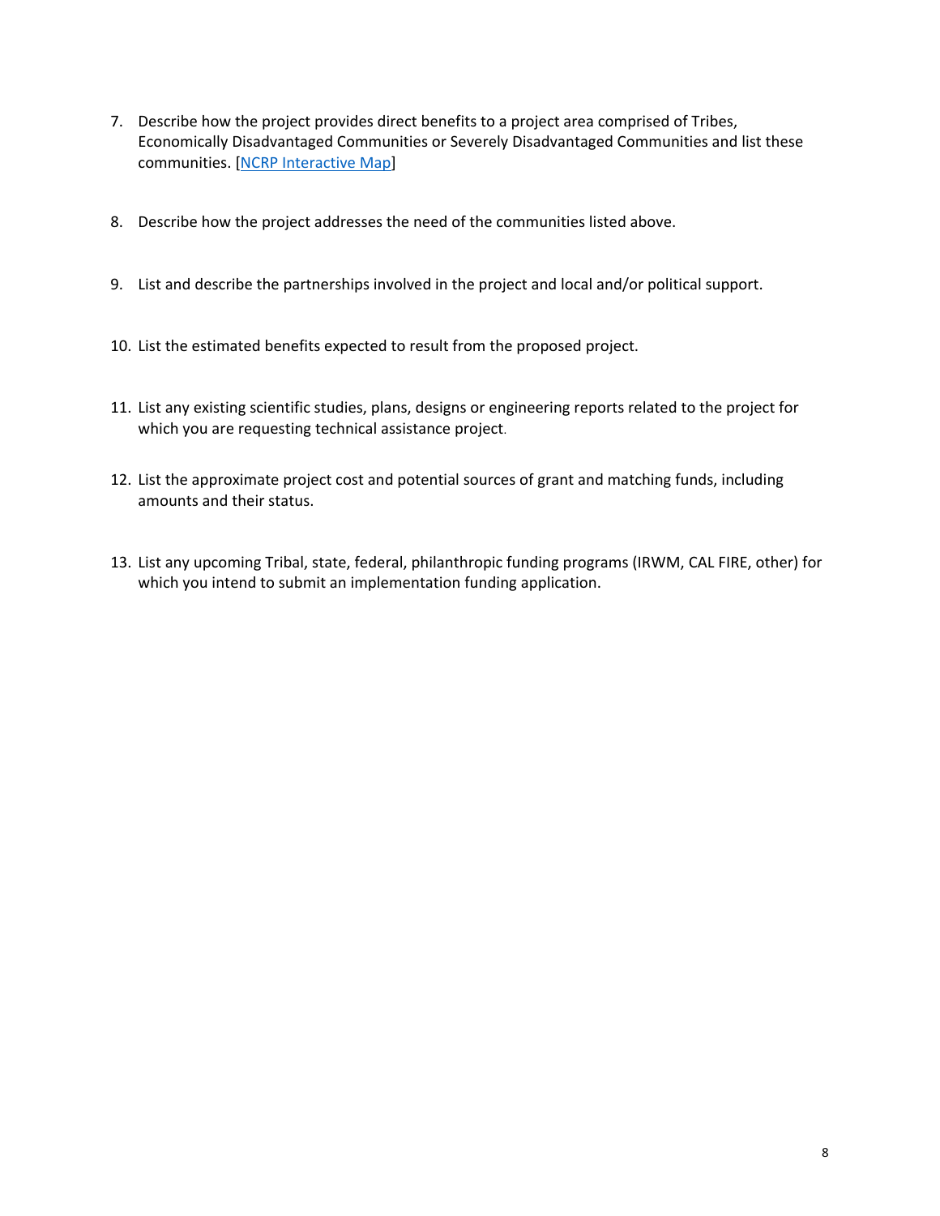7. Describe how the project provides direct benefits to a project area comprised of Tribes, Economically Disadvantaged Communities or Severely Disadvantaged Communities and list these communities. [NCRP Interactive Map]

8. Describe how the project addresses the need of the communities listed above.

9. List and describe the partnerships involved in the project and local and/or political support.

10. List the estimated benefits expected to result from the proposed project.

11. List any existing scientific studies, plans, designs or engineering reports related to the project for which you are requesting technical assistance project.

12. List the approximate project cost and potential sources of grant and matching funds, including amounts and their status.

13. List any upcoming Tribal, state, federal, philanthropic funding programs (IRWM, CAL FIRE, other) for which you intend to submit an implementation funding application.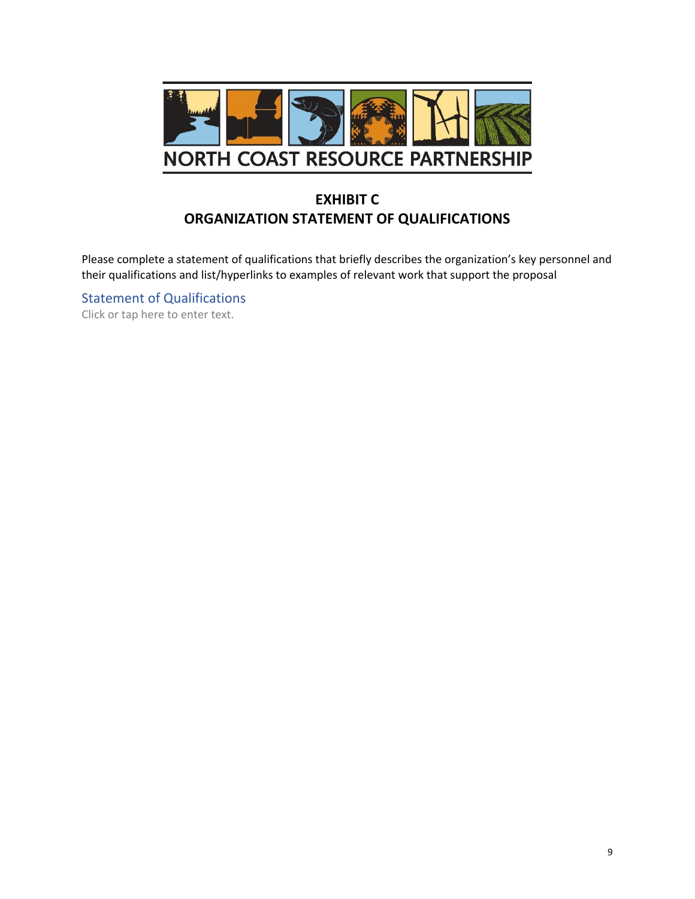NORTH COAST RESOURCE PARTNERSHIP

# EXHIBIT C
# ORGANIZATION STATEMENT OF QUALIFICATIONS

Please complete a statement of qualifications that briefly describes the organization's key personnel and their qualifications and list/hyperlinks to examples of relevant work that support the proposal

## Statement of Qualifications

Click or tap here to enter text.